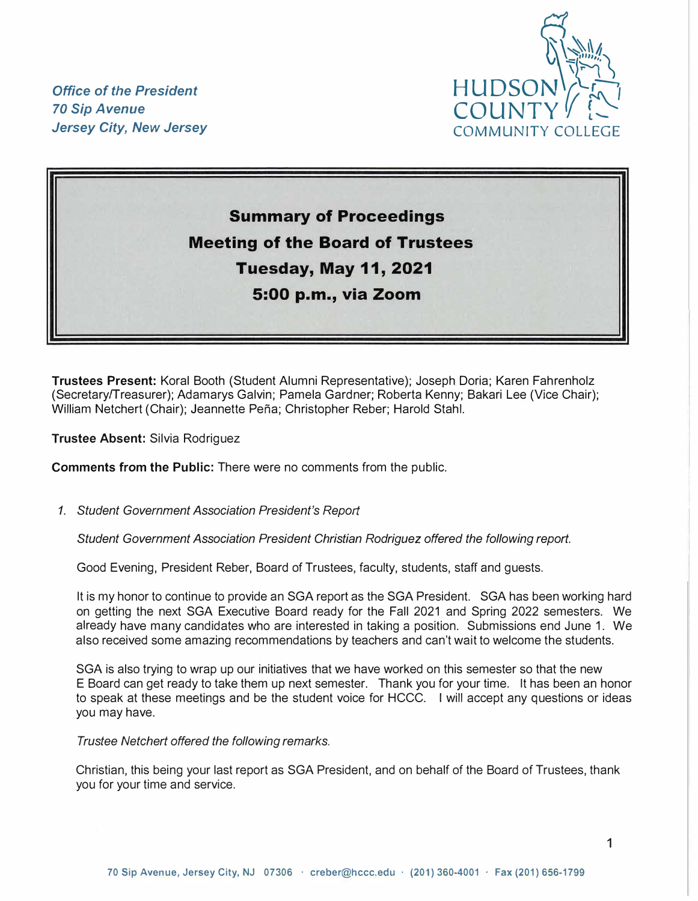*Office of the President*
*70 Sip Avenue*
*Jersey City, New Jersey*

HUDSON COUNTY COMMUNITY COLLEGE

# Summary of Proceedings
# Meeting of the Board of Trustees
# Tuesday, May 11, 2021
# 5:00 p.m., via Zoom

**Trustees Present:** Koral Booth (Student Alumni Representative); Joseph Doria; Karen Fahrenholz (Secretary/Treasurer); Adamarys Galvin; Pamela Gardner; Roberta Kenny; Bakari Lee (Vice Chair); William Netchert (Chair); Jeannette Peña; Christopher Reber; Harold Stahl.

**Trustee Absent:** Silvia Rodriguez

**Comments from the Public:** There were no comments from the public.

1. *Student Government Association President's Report*

   *Student Government Association President Christian Rodriguez offered the following report.*

   Good Evening, President Reber, Board of Trustees, faculty, students, staff and guests.

   It is my honor to continue to provide an SGA report as the SGA President. SGA has been working hard on getting the next SGA Executive Board ready for the Fall 2021 and Spring 2022 semesters. We already have many candidates who are interested in taking a position. Submissions end June 1. We also received some amazing recommendations by teachers and can't wait to welcome the students.

   SGA is also trying to wrap up our initiatives that we have worked on this semester so that the new E Board can get ready to take them up next semester. Thank you for your time. It has been an honor to speak at these meetings and be the student voice for HCCC. I will accept any questions or ideas you may have.

   *Trustee Netchert offered the following remarks.*

   Christian, this being your last report as SGA President, and on behalf of the Board of Trustees, thank you for your time and service.

70 Sip Avenue, Jersey City, NJ 07306 · creber@hccc.edu · (201) 360-4001 · Fax (201) 656-1799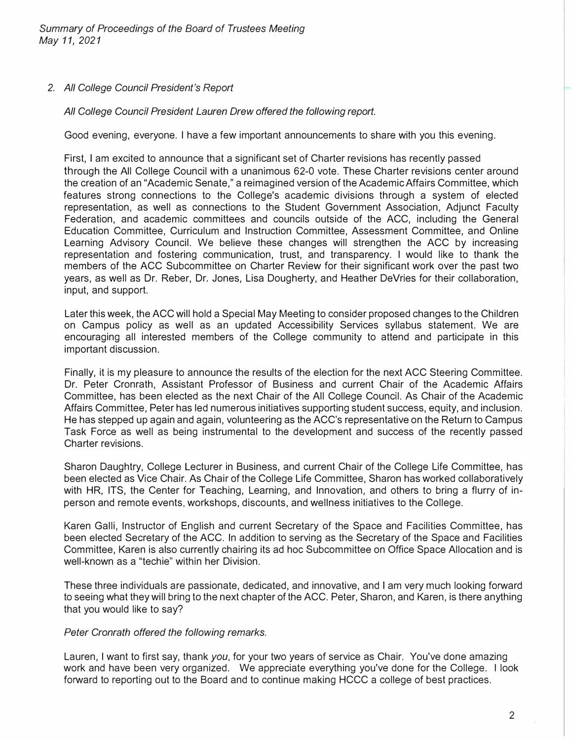2. *All College Council President's Report*

   *All College Council President Lauren Drew offered the following report.*

   Good evening, everyone. I have a few important announcements to share with you this evening.

   First, I am excited to announce that a significant set of Charter revisions has recently passed through the All College Council with a unanimous 62-0 vote. These Charter revisions center around the creation of an "Academic Senate," a reimagined version of the Academic Affairs Committee, which features strong connections to the College's academic divisions through a system of elected representation, as well as connections to the Student Government Association, Adjunct Faculty Federation, and academic committees and councils outside of the ACC, including the General Education Committee, Curriculum and Instruction Committee, Assessment Committee, and Online Learning Advisory Council. We believe these changes will strengthen the ACC by increasing representation and fostering communication, trust, and transparency. I would like to thank the members of the ACC Subcommittee on Charter Review for their significant work over the past two years, as well as Dr. Reber, Dr. Jones, Lisa Dougherty, and Heather DeVries for their collaboration, input, and support.

   Later this week, the ACC will hold a Special May Meeting to consider proposed changes to the Children on Campus policy as well as an updated Accessibility Services syllabus statement. We are encouraging all interested members of the College community to attend and participate in this important discussion.

   Finally, it is my pleasure to announce the results of the election for the next ACC Steering Committee. Dr. Peter Cronrath, Assistant Professor of Business and current Chair of the Academic Affairs Committee, has been elected as the next Chair of the All College Council. As Chair of the Academic Affairs Committee, Peter has led numerous initiatives supporting student success, equity, and inclusion. He has stepped up again and again, volunteering as the ACC's representative on the Return to Campus Task Force as well as being instrumental to the development and success of the recently passed Charter revisions.

   Sharon Daughtry, College Lecturer in Business, and current Chair of the College Life Committee, has been elected as Vice Chair. As Chair of the College Life Committee, Sharon has worked collaboratively with HR, ITS, the Center for Teaching, Learning, and Innovation, and others to bring a flurry of in-person and remote events, workshops, discounts, and wellness initiatives to the College.

   Karen Galli, Instructor of English and current Secretary of the Space and Facilities Committee, has been elected Secretary of the ACC. In addition to serving as the Secretary of the Space and Facilities Committee, Karen is also currently chairing its ad hoc Subcommittee on Office Space Allocation and is well-known as a "techie" within her Division.

   These three individuals are passionate, dedicated, and innovative, and I am very much looking forward to seeing what they will bring to the next chapter of the ACC. Peter, Sharon, and Karen, is there anything that you would like to say?

   *Peter Cronrath offered the following remarks.*

   Lauren, I want to first say, thank *you*, for your two years of service as Chair. You've done amazing work and have been very organized. We appreciate everything you've done for the College. I look forward to reporting out to the Board and to continue making HCCC a college of best practices.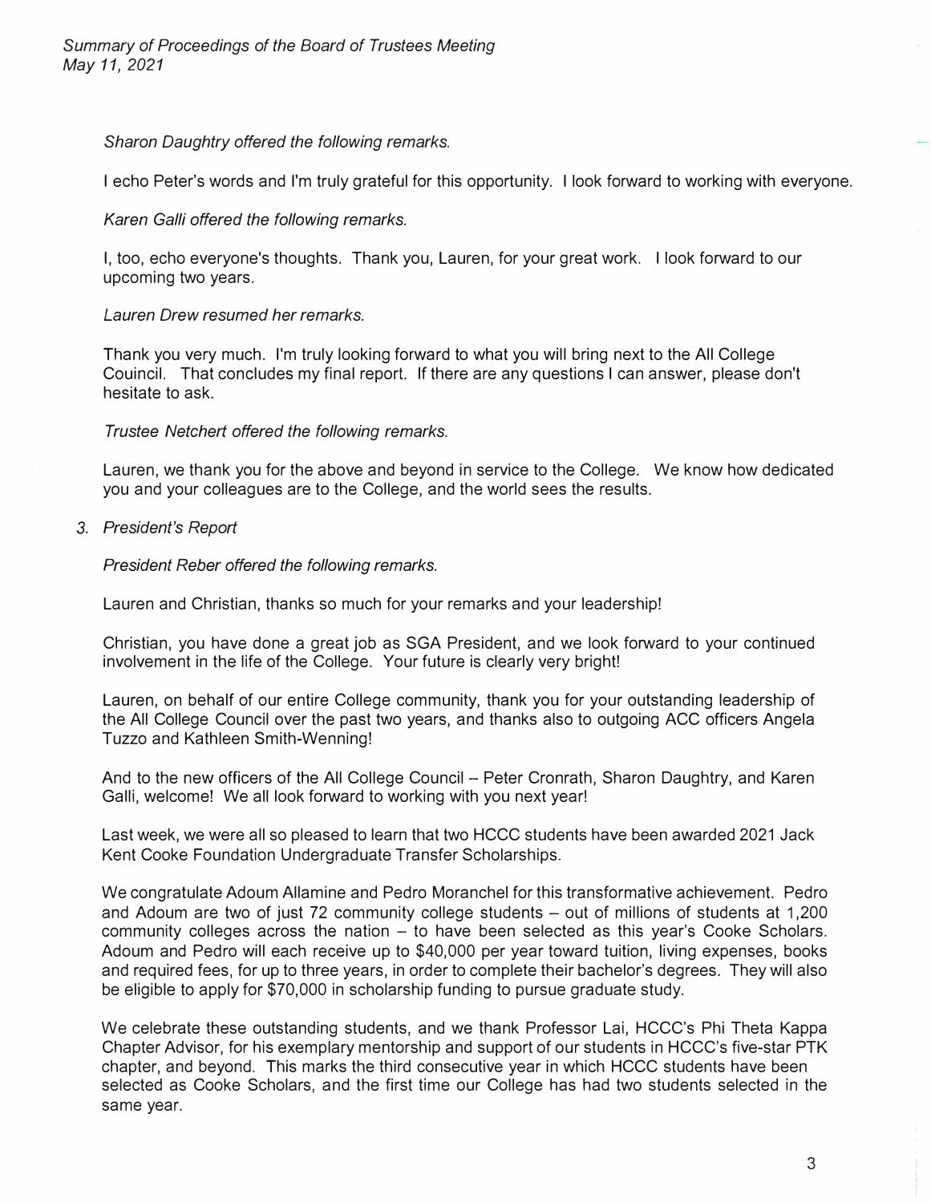*Sharon Daughtry offered the following remarks.*

I echo Peter's words and I'm truly grateful for this opportunity. I look forward to working with everyone.

*Karen Galli offered the following remarks.*

I, too, echo everyone's thoughts. Thank you, Lauren, for your great work. I look forward to our upcoming two years.

*Lauren Drew resumed her remarks.*

Thank you very much. I'm truly looking forward to what you will bring next to the All College Couincil. That concludes my final report. If there are any questions I can answer, please don't hesitate to ask.

*Trustee Netchert offered the following remarks.*

Lauren, we thank you for the above and beyond in service to the College. We know how dedicated you and your colleagues are to the College, and the world sees the results.

3. *President's Report*

*President Reber offered the following remarks.*

Lauren and Christian, thanks so much for your remarks and your leadership!

Christian, you have done a great job as SGA President, and we look forward to your continued involvement in the life of the College. Your future is clearly very bright!

Lauren, on behalf of our entire College community, thank you for your outstanding leadership of the All College Council over the past two years, and thanks also to outgoing ACC officers Angela Tuzzo and Kathleen Smith-Wenning!

And to the new officers of the All College Council – Peter Cronrath, Sharon Daughtry, and Karen Galli, welcome! We all look forward to working with you next year!

Last week, we were all so pleased to learn that two HCCC students have been awarded 2021 Jack Kent Cooke Foundation Undergraduate Transfer Scholarships.

We congratulate Adoum Allamine and Pedro Moranchel for this transformative achievement. Pedro and Adoum are two of just 72 community college students – out of millions of students at 1,200 community colleges across the nation – to have been selected as this year's Cooke Scholars. Adoum and Pedro will each receive up to $40,000 per year toward tuition, living expenses, books and required fees, for up to three years, in order to complete their bachelor's degrees. They will also be eligible to apply for $70,000 in scholarship funding to pursue graduate study.

We celebrate these outstanding students, and we thank Professor Lai, HCCC's Phi Theta Kappa Chapter Advisor, for his exemplary mentorship and support of our students in HCCC's five-star PTK chapter, and beyond. This marks the third consecutive year in which HCCC students have been selected as Cooke Scholars, and the first time our College has had two students selected in the same year.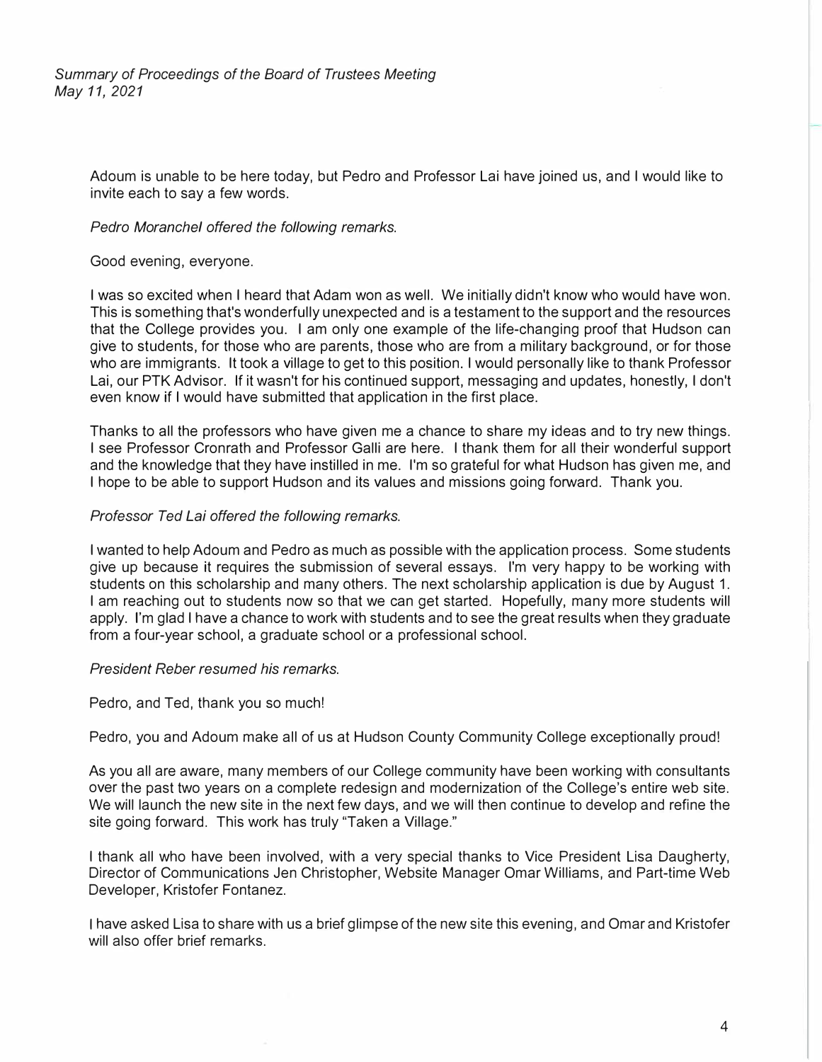Adoum is unable to be here today, but Pedro and Professor Lai have joined us, and I would like to invite each to say a few words.

*Pedro Moranchel offered the following remarks.*

Good evening, everyone.

I was so excited when I heard that Adam won as well. We initially didn't know who would have won. This is something that's wonderfully unexpected and is a testament to the support and the resources that the College provides you. I am only one example of the life-changing proof that Hudson can give to students, for those who are parents, those who are from a military background, or for those who are immigrants. It took a village to get to this position. I would personally like to thank Professor Lai, our PTK Advisor. If it wasn't for his continued support, messaging and updates, honestly, I don't even know if I would have submitted that application in the first place.

Thanks to all the professors who have given me a chance to share my ideas and to try new things. I see Professor Cronrath and Professor Galli are here. I thank them for all their wonderful support and the knowledge that they have instilled in me. I'm so grateful for what Hudson has given me, and I hope to be able to support Hudson and its values and missions going forward. Thank you.

*Professor Ted Lai offered the following remarks.*

I wanted to help Adoum and Pedro as much as possible with the application process. Some students give up because it requires the submission of several essays. I'm very happy to be working with students on this scholarship and many others. The next scholarship application is due by August 1. I am reaching out to students now so that we can get started. Hopefully, many more students will apply. I'm glad I have a chance to work with students and to see the great results when they graduate from a four-year school, a graduate school or a professional school.

*President Reber resumed his remarks.*

Pedro, and Ted, thank you so much!

Pedro, you and Adoum make all of us at Hudson County Community College exceptionally proud!

As you all are aware, many members of our College community have been working with consultants over the past two years on a complete redesign and modernization of the College's entire web site. We will launch the new site in the next few days, and we will then continue to develop and refine the site going forward. This work has truly "Taken a Village."

I thank all who have been involved, with a very special thanks to Vice President Lisa Daugherty, Director of Communications Jen Christopher, Website Manager Omar Williams, and Part-time Web Developer, Kristofer Fontanez.

I have asked Lisa to share with us a brief glimpse of the new site this evening, and Omar and Kristofer will also offer brief remarks.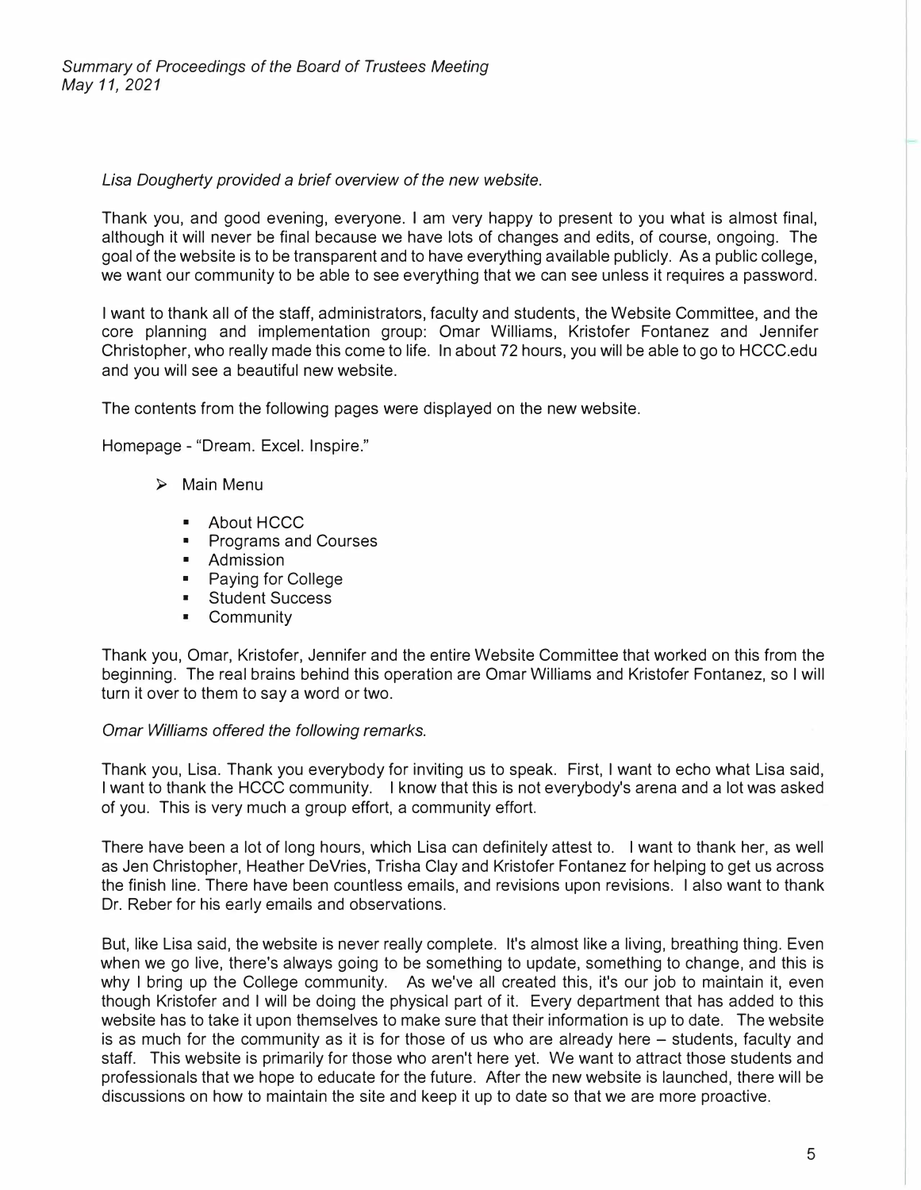*Lisa Dougherty provided a brief overview of the new website.*

Thank you, and good evening, everyone. I am very happy to present to you what is almost final, although it will never be final because we have lots of changes and edits, of course, ongoing. The goal of the website is to be transparent and to have everything available publicly. As a public college, we want our community to be able to see everything that we can see unless it requires a password.

I want to thank all of the staff, administrators, faculty and students, the Website Committee, and the core planning and implementation group: Omar Williams, Kristofer Fontanez and Jennifer Christopher, who really made this come to life. In about 72 hours, you will be able to go to HCCC.edu and you will see a beautiful new website.

The contents from the following pages were displayed on the new website.

Homepage - "Dream. Excel. Inspire."

- Main Menu
  - About HCCC
  - Programs and Courses
  - Admission
  - Paying for College
  - Student Success
  - Community

Thank you, Omar, Kristofer, Jennifer and the entire Website Committee that worked on this from the beginning. The real brains behind this operation are Omar Williams and Kristofer Fontanez, so I will turn it over to them to say a word or two.

*Omar Williams offered the following remarks.*

Thank you, Lisa. Thank you everybody for inviting us to speak. First, I want to echo what Lisa said, I want to thank the HCCC community. I know that this is not everybody's arena and a lot was asked of you. This is very much a group effort, a community effort.

There have been a lot of long hours, which Lisa can definitely attest to. I want to thank her, as well as Jen Christopher, Heather DeVries, Trisha Clay and Kristofer Fontanez for helping to get us across the finish line. There have been countless emails, and revisions upon revisions. I also want to thank Dr. Reber for his early emails and observations.

But, like Lisa said, the website is never really complete. It's almost like a living, breathing thing. Even when we go live, there's always going to be something to update, something to change, and this is why I bring up the College community. As we've all created this, it's our job to maintain it, even though Kristofer and I will be doing the physical part of it. Every department that has added to this website has to take it upon themselves to make sure that their information is up to date. The website is as much for the community as it is for those of us who are already here – students, faculty and staff. This website is primarily for those who aren't here yet. We want to attract those students and professionals that we hope to educate for the future. After the new website is launched, there will be discussions on how to maintain the site and keep it up to date so that we are more proactive.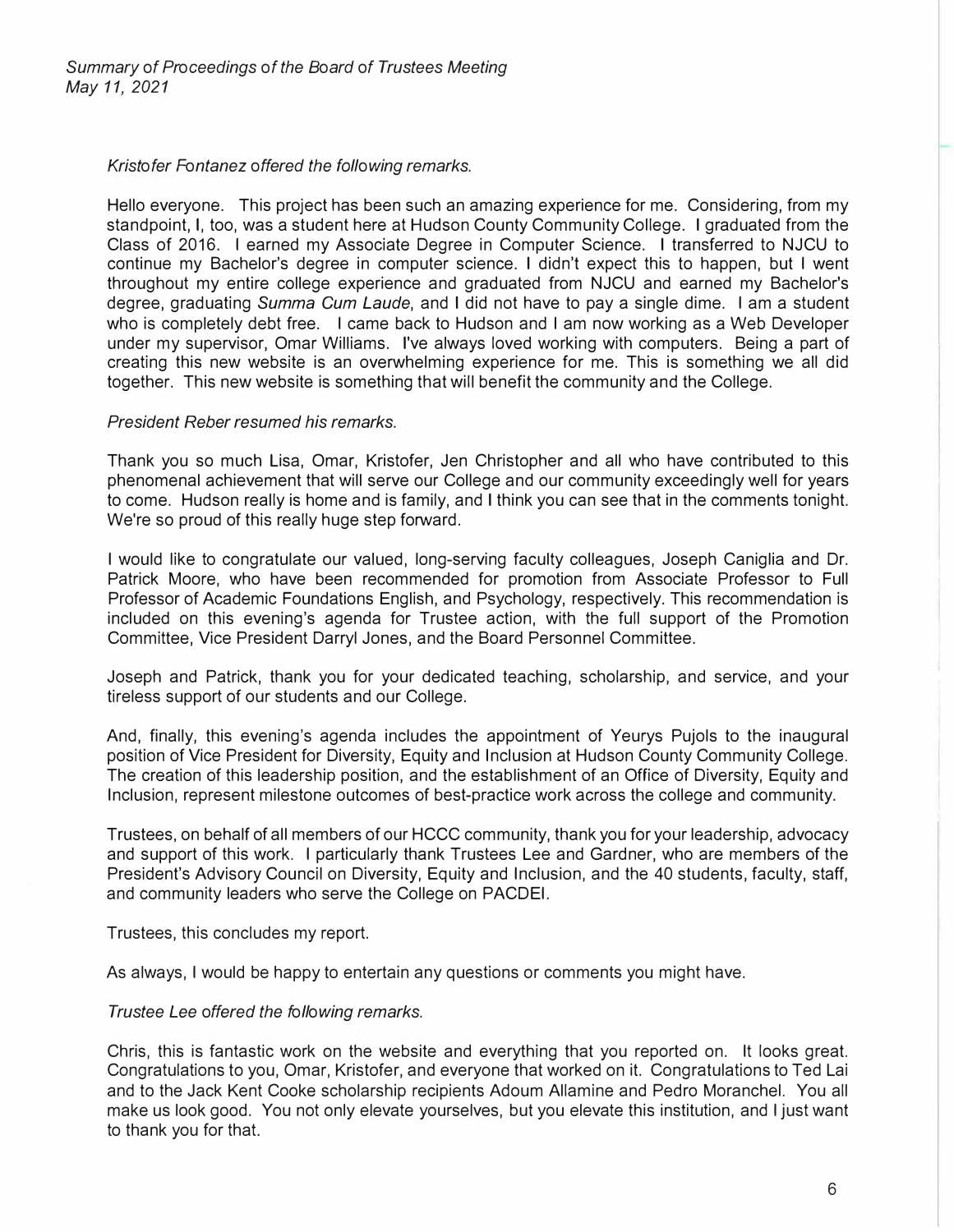*Kristofer Fontanez offered the following remarks.*

Hello everyone. This project has been such an amazing experience for me. Considering, from my standpoint, I, too, was a student here at Hudson County Community College. I graduated from the Class of 2016. I earned my Associate Degree in Computer Science. I transferred to NJCU to continue my Bachelor's degree in computer science. I didn't expect this to happen, but I went throughout my entire college experience and graduated from NJCU and earned my Bachelor's degree, graduating *Summa Cum Laude*, and I did not have to pay a single dime. I am a student who is completely debt free. I came back to Hudson and I am now working as a Web Developer under my supervisor, Omar Williams. I've always loved working with computers. Being a part of creating this new website is an overwhelming experience for me. This is something we all did together. This new website is something that will benefit the community and the College.

*President Reber resumed his remarks.*

Thank you so much Lisa, Omar, Kristofer, Jen Christopher and all who have contributed to this phenomenal achievement that will serve our College and our community exceedingly well for years to come. Hudson really is home and is family, and I think you can see that in the comments tonight. We're so proud of this really huge step forward.

I would like to congratulate our valued, long-serving faculty colleagues, Joseph Caniglia and Dr. Patrick Moore, who have been recommended for promotion from Associate Professor to Full Professor of Academic Foundations English, and Psychology, respectively. This recommendation is included on this evening's agenda for Trustee action, with the full support of the Promotion Committee, Vice President Darryl Jones, and the Board Personnel Committee.

Joseph and Patrick, thank you for your dedicated teaching, scholarship, and service, and your tireless support of our students and our College.

And, finally, this evening's agenda includes the appointment of Yeurys Pujols to the inaugural position of Vice President for Diversity, Equity and Inclusion at Hudson County Community College. The creation of this leadership position, and the establishment of an Office of Diversity, Equity and Inclusion, represent milestone outcomes of best-practice work across the college and community.

Trustees, on behalf of all members of our HCCC community, thank you for your leadership, advocacy and support of this work. I particularly thank Trustees Lee and Gardner, who are members of the President's Advisory Council on Diversity, Equity and Inclusion, and the 40 students, faculty, staff, and community leaders who serve the College on PACDEI.

Trustees, this concludes my report.

As always, I would be happy to entertain any questions or comments you might have.

*Trustee Lee offered the following remarks.*

Chris, this is fantastic work on the website and everything that you reported on. It looks great. Congratulations to you, Omar, Kristofer, and everyone that worked on it. Congratulations to Ted Lai and to the Jack Kent Cooke scholarship recipients Adoum Allamine and Pedro Moranchel. You all make us look good. You not only elevate yourselves, but you elevate this institution, and I just want to thank you for that.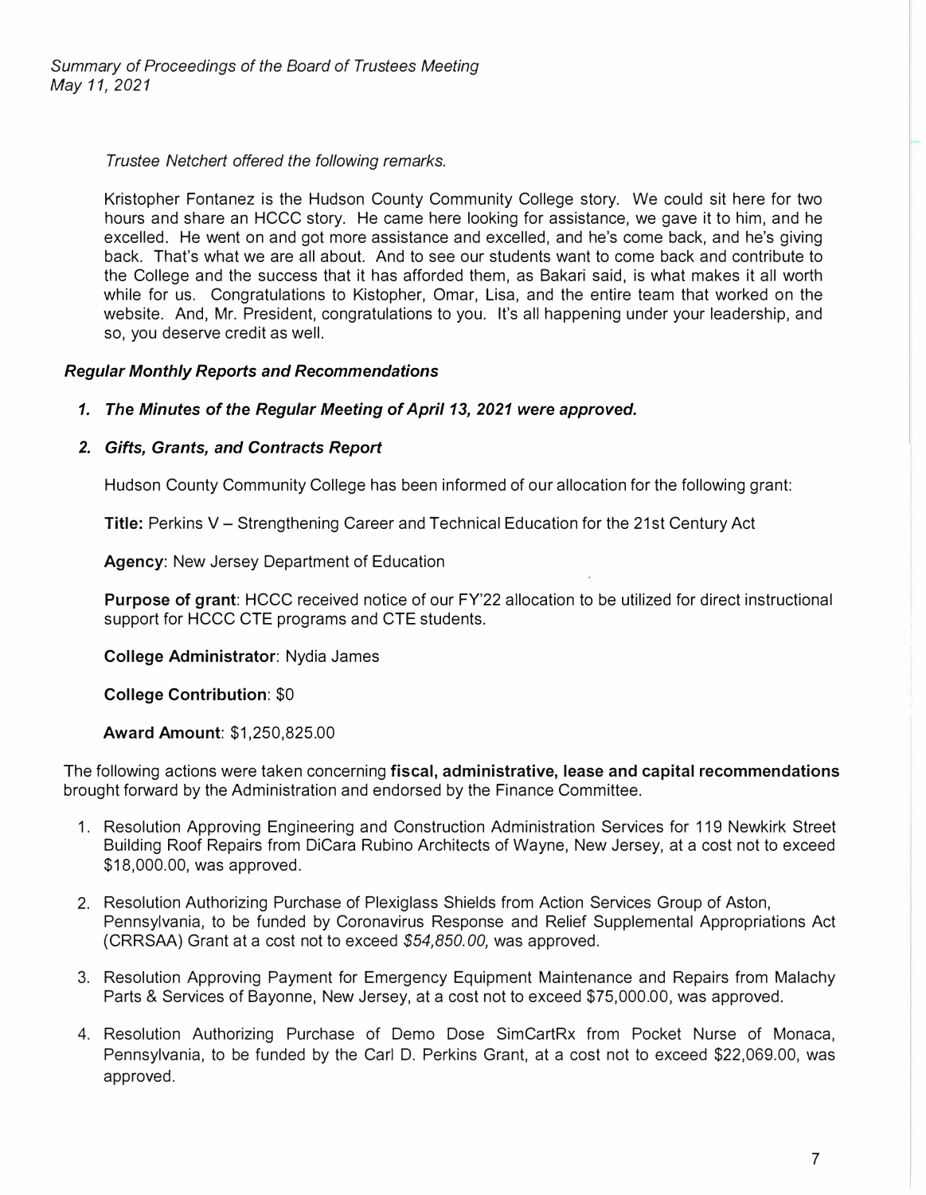*Trustee Netchert offered the following remarks.*

Kristopher Fontanez is the Hudson County Community College story. We could sit here for two hours and share an HCCC story. He came here looking for assistance, we gave it to him, and he excelled. He went on and got more assistance and excelled, and he's come back, and he's giving back. That's what we are all about. And to see our students want to come back and contribute to the College and the success that it has afforded them, as Bakari said, is what makes it all worth while for us. Congratulations to Kistopher, Omar, Lisa, and the entire team that worked on the website. And, Mr. President, congratulations to you. It's all happening under your leadership, and so, you deserve credit as well.

***Regular Monthly Reports and Recommendations***

1. ***The Minutes of the Regular Meeting of April 13, 2021 were approved.***

2. ***Gifts, Grants, and Contracts Report***

   Hudson County Community College has been informed of our allocation for the following grant:

   **Title:** Perkins V – Strengthening Career and Technical Education for the 21st Century Act

   **Agency**: New Jersey Department of Education

   **Purpose of grant**: HCCC received notice of our FY'22 allocation to be utilized for direct instructional support for HCCC CTE programs and CTE students.

   **College Administrator**: Nydia James

   **College Contribution**: $0

   **Award Amount**: $1,250,825.00

The following actions were taken concerning **fiscal, administrative, lease and capital recommendations** brought forward by the Administration and endorsed by the Finance Committee.

1. Resolution Approving Engineering and Construction Administration Services for 119 Newkirk Street Building Roof Repairs from DiCara Rubino Architects of Wayne, New Jersey, at a cost not to exceed $18,000.00, was approved.

2. Resolution Authorizing Purchase of Plexiglass Shields from Action Services Group of Aston, Pennsylvania, to be funded by Coronavirus Response and Relief Supplemental Appropriations Act (CRRSAA) Grant at a cost not to exceed *$54,850.00,* was approved.

3. Resolution Approving Payment for Emergency Equipment Maintenance and Repairs from Malachy Parts & Services of Bayonne, New Jersey, at a cost not to exceed $75,000.00, was approved.

4. Resolution Authorizing Purchase of Demo Dose SimCartRx from Pocket Nurse of Monaca, Pennsylvania, to be funded by the Carl D. Perkins Grant, at a cost not to exceed $22,069.00, was approved.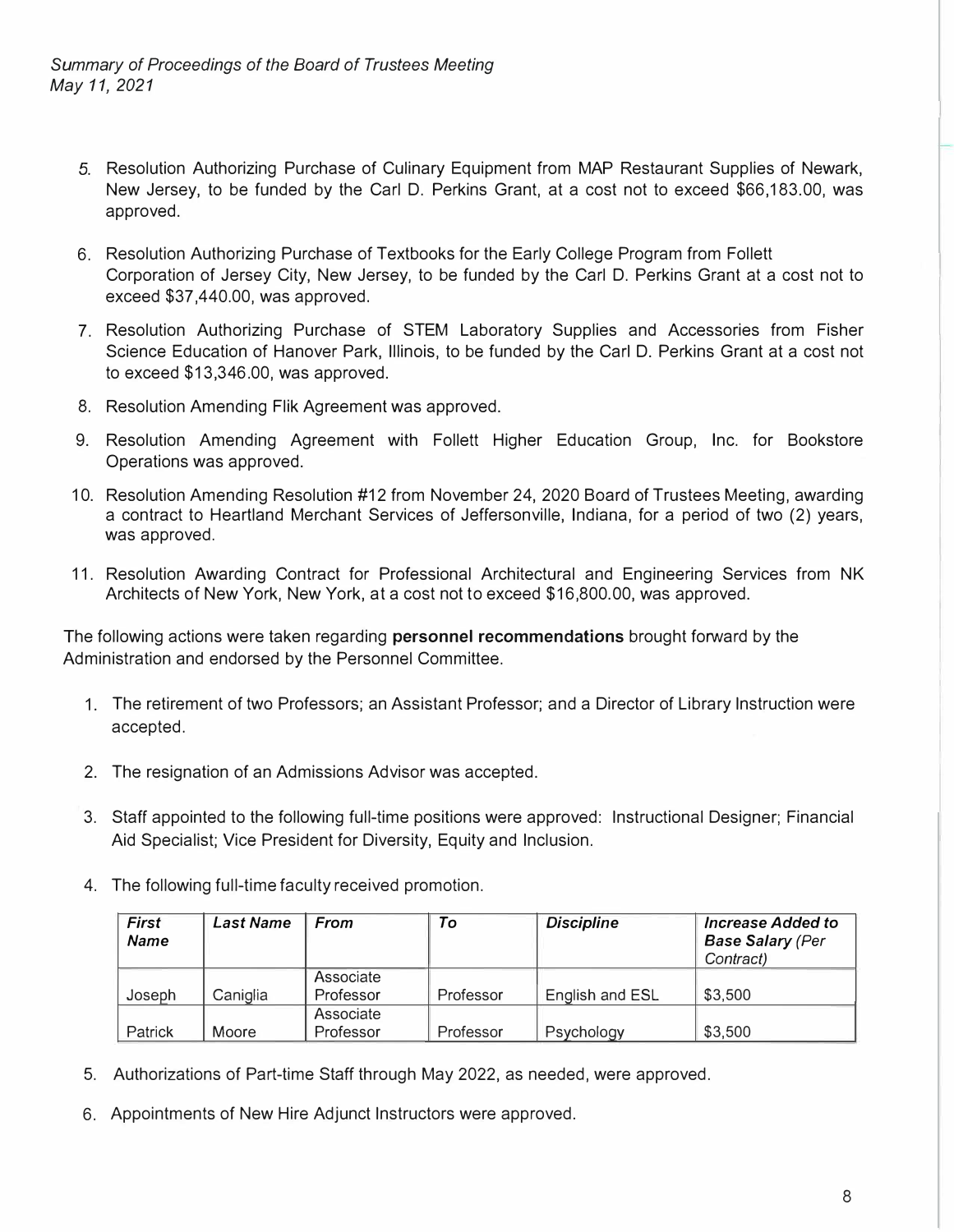5. Resolution Authorizing Purchase of Culinary Equipment from MAP Restaurant Supplies of Newark, New Jersey, to be funded by the Carl D. Perkins Grant, at a cost not to exceed $66,183.00, was approved.
6. Resolution Authorizing Purchase of Textbooks for the Early College Program from Follett Corporation of Jersey City, New Jersey, to be funded by the Carl D. Perkins Grant at a cost not to exceed $37,440.00, was approved.
7. Resolution Authorizing Purchase of STEM Laboratory Supplies and Accessories from Fisher Science Education of Hanover Park, Illinois, to be funded by the Carl D. Perkins Grant at a cost not to exceed $13,346.00, was approved.
8. Resolution Amending Flik Agreement was approved.
9. Resolution Amending Agreement with Follett Higher Education Group, Inc. for Bookstore Operations was approved.
10. Resolution Amending Resolution #12 from November 24, 2020 Board of Trustees Meeting, awarding a contract to Heartland Merchant Services of Jeffersonville, Indiana, for a period of two (2) years, was approved.
11. Resolution Awarding Contract for Professional Architectural and Engineering Services from NK Architects of New York, New York, at a cost not to exceed $16,800.00, was approved.

The following actions were taken regarding **personnel recommendations** brought forward by the Administration and endorsed by the Personnel Committee.

1. The retirement of two Professors; an Assistant Professor; and a Director of Library Instruction were accepted.
2. The resignation of an Admissions Advisor was accepted.
3. Staff appointed to the following full-time positions were approved: Instructional Designer; Financial Aid Specialist; Vice President for Diversity, Equity and Inclusion.
4. The following full-time faculty received promotion.

| ***First Name*** | ***Last Name*** | ***From*** | ***To*** | ***Discipline*** | ***Increase Added to Base Salary*** *(Per Contract)* |
|---|---|---|---|---|---|
| Joseph | Caniglia | Associate Professor | Professor | English and ESL | $3,500 |
| Patrick | Moore | Associate Professor | Professor | Psychology | $3,500 |

5. Authorizations of Part-time Staff through May 2022, as needed, were approved.
6. Appointments of New Hire Adjunct Instructors were approved.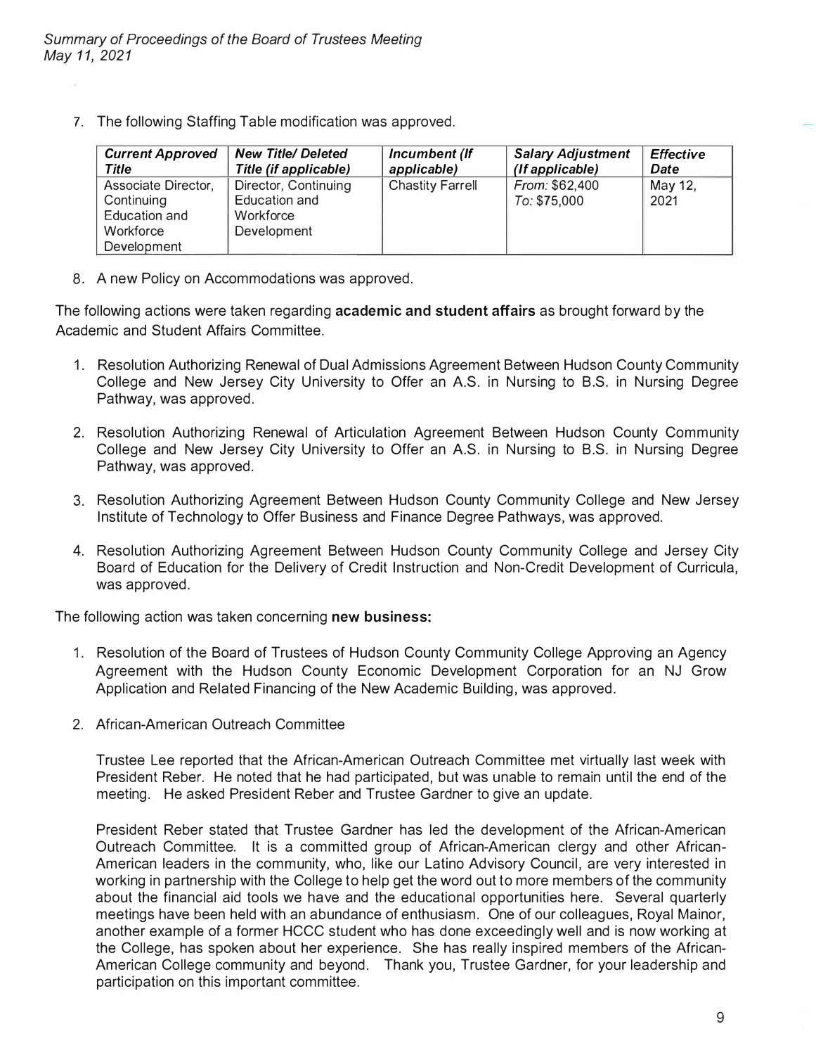7. The following Staffing Table modification was approved.

| *Current Approved Title* | *New Title/ Deleted Title (if applicable)* | *Incumbent (If applicable)* | *Salary Adjustment (If applicable)* | *Effective Date* |
|---|---|---|---|---|
| Associate Director, Continuing Education and Workforce Development | Director, Continuing Education and Workforce Development | Chastity Farrell | *From:* $62,400 *To:* $75,000 | May 12, 2021 |

8. A new Policy on Accommodations was approved.

The following actions were taken regarding **academic and student affairs** as brought forward by the Academic and Student Affairs Committee.

1. Resolution Authorizing Renewal of Dual Admissions Agreement Between Hudson County Community College and New Jersey City University to Offer an A.S. in Nursing to B.S. in Nursing Degree Pathway, was approved.

2. Resolution Authorizing Renewal of Articulation Agreement Between Hudson County Community College and New Jersey City University to Offer an A.S. in Nursing to B.S. in Nursing Degree Pathway, was approved.

3. Resolution Authorizing Agreement Between Hudson County Community College and New Jersey Institute of Technology to Offer Business and Finance Degree Pathways, was approved.

4. Resolution Authorizing Agreement Between Hudson County Community College and Jersey City Board of Education for the Delivery of Credit Instruction and Non-Credit Development of Curricula, was approved.

The following action was taken concerning **new business:**

1. Resolution of the Board of Trustees of Hudson County Community College Approving an Agency Agreement with the Hudson County Economic Development Corporation for an NJ Grow Application and Related Financing of the New Academic Building, was approved.

2. African-American Outreach Committee

   Trustee Lee reported that the African-American Outreach Committee met virtually last week with President Reber. He noted that he had participated, but was unable to remain until the end of the meeting. He asked President Reber and Trustee Gardner to give an update.

   President Reber stated that Trustee Gardner has led the development of the African-American Outreach Committee. It is a committed group of African-American clergy and other African-American leaders in the community, who, like our Latino Advisory Council, are very interested in working in partnership with the College to help get the word out to more members of the community about the financial aid tools we have and the educational opportunities here. Several quarterly meetings have been held with an abundance of enthusiasm. One of our colleagues, Royal Mainor, another example of a former HCCC student who has done exceedingly well and is now working at the College, has spoken about her experience. She has really inspired members of the African-American College community and beyond. Thank you, Trustee Gardner, for your leadership and participation on this important committee.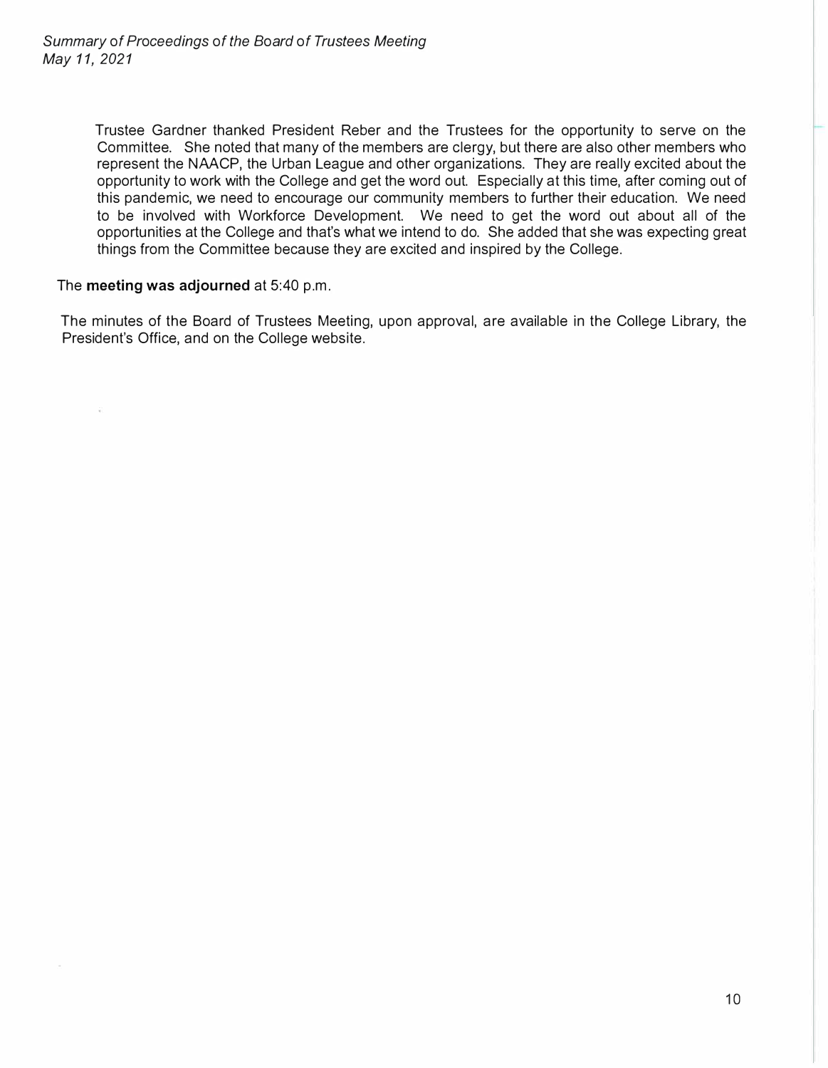Trustee Gardner thanked President Reber and the Trustees for the opportunity to serve on the Committee. She noted that many of the members are clergy, but there are also other members who represent the NAACP, the Urban League and other organizations. They are really excited about the opportunity to work with the College and get the word out. Especially at this time, after coming out of this pandemic, we need to encourage our community members to further their education. We need to be involved with Workforce Development. We need to get the word out about all of the opportunities at the College and that's what we intend to do. She added that she was expecting great things from the Committee because they are excited and inspired by the College.

The **meeting was adjourned** at 5:40 p.m.

The minutes of the Board of Trustees Meeting, upon approval, are available in the College Library, the President's Office, and on the College website.